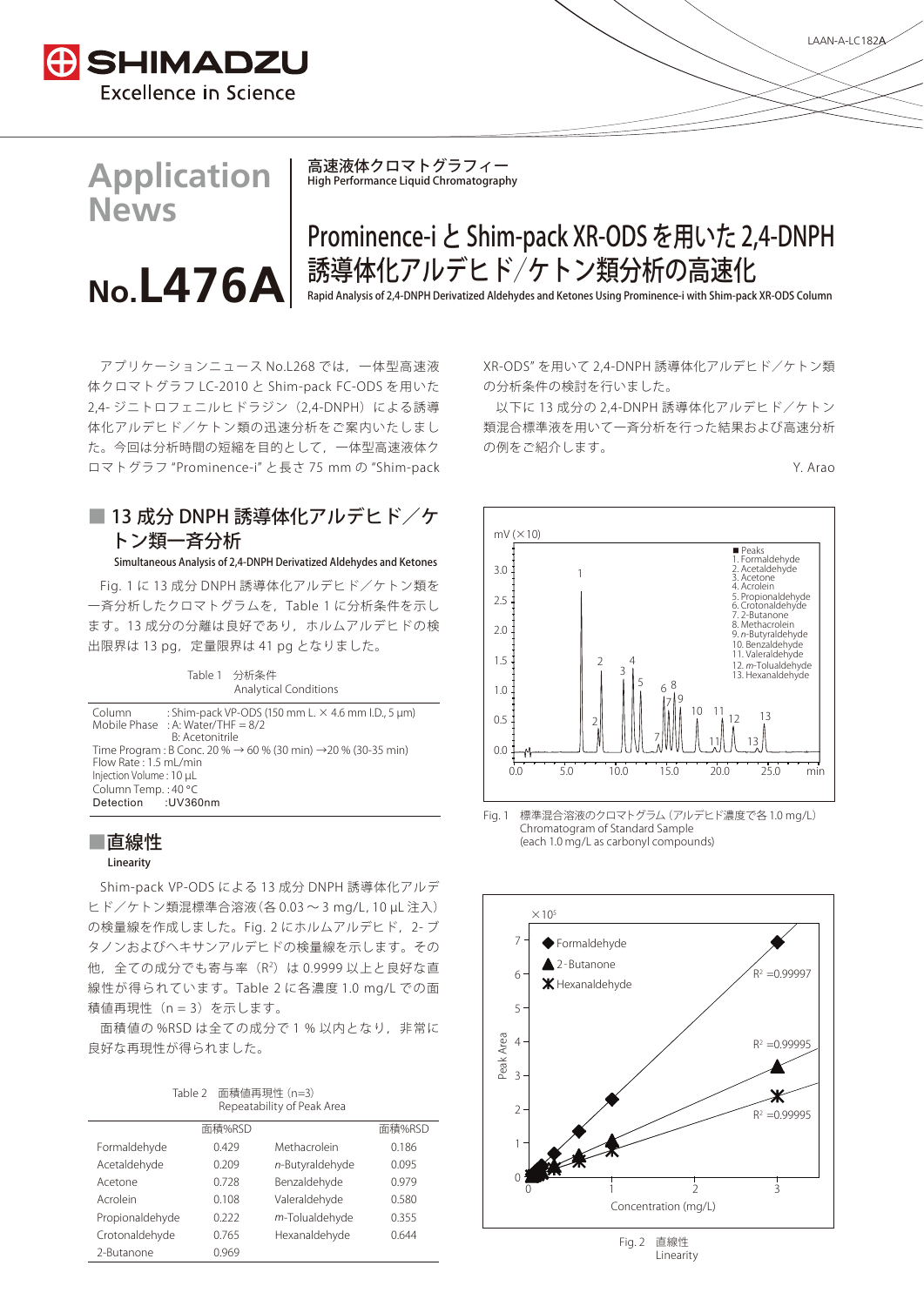# Application News

## No.L476A

高速液体クロマトグラフィー
High Performance Liquid Chromatography

# Prominence-i と Shim-pack XR-ODS を用いた 2,4-DNPH 誘導体化アルデヒド／ケトン類分析の高速化

Rapid Analysis of 2,4-DNPH Derivatized Aldehydes and Ketones Using Prominence-i with Shim-pack XR-ODS Column

アプリケーションニュース No.L268 では，一体型高速液体クロマトグラフ LC-2010 と Shim-pack FC-ODS を用いた 2,4- ジニトロフェニルヒドラジン（2,4-DNPH）による誘導体化アルデヒド／ケトン類の迅速分析をご案内いたしました。今回は分析時間の短縮を目的として，一体型高速液体クロマトグラフ "Prominence-i" と長さ 75 mm の "Shim-pack XR-ODS" を用いて 2,4-DNPH 誘導体化アルデヒド／ケトン類の分析条件の検討を行いました。

以下に 13 成分の 2,4-DNPH 誘導体化アルデヒド／ケトン類混合標準液を用いて一斉分析を行った結果および高速分析の例をご紹介します。

Y. Arao

## ■ 13 成分 DNPH 誘導体化アルデヒド／ケトン類一斉分析

Simultaneous Analysis of 2,4-DNPH Derivatized Aldehydes and Ketones

Fig. 1 に 13 成分 DNPH 誘導体化アルデヒド／ケトン類を一斉分析したクロマトグラムを，Table 1 に分析条件を示します。13 成分の分離は良好であり，ホルムアルデヒドの検出限界は 13 pg，定量限界は 41 pg となりました。

Table 1　分析条件
Analytical Conditions

| | |
|---|---|
| Column | : Shim-pack VP-ODS (150 mm L. × 4.6 mm I.D., 5 µm) |
| Mobile Phase | : A: Water/THF = 8/2 |
| | B: Acetonitrile |
| Time Program | : B Conc. 20 % → 60 % (30 min) →20 % (30-35 min) |
| Flow Rate | : 1.5 mL/min |
| Injection Volume | : 10 µL |
| Column Temp. | : 40 °C |
| Detection | :UV360nm |

Peaks
1. Formaldehyde
2. Acetaldehyde
3. Acetone
4. Acrolein
5. Propionaldehyde
6. Crotonaldehyde
7. 2-Butanone
8. Methacrolein
9. *n*-Butyraldehyde
10. Benzaldehyde
11. Valeraldehyde
12. *m*-Tolualdehyde
13. Hexanaldehyde

Fig. 1　標準混合溶液のクロマトグラム（アルデヒド濃度で各 1.0 mg/L）
Chromatogram of Standard Sample
(each 1.0 mg/L as carbonyl compounds)

## ■直線性

Linearity

Shim-pack VP-ODS による 13 成分 DNPH 誘導体化アルデヒド／ケトン類混標準合溶液（各 0.03 ～ 3 mg/L, 10 µL 注入）の検量線を作成しました。Fig. 2 にホルムアルデヒド，2- ブタノンおよびヘキサンアルデヒドの検量線を示します。その他，全ての成分でも寄与率（$R^2$）は 0.9999 以上と良好な直線性が得られています。Table 2 に各濃度 1.0 mg/L での面積値再現性（n = 3）を示します。

面積値の %RSD は全ての成分で 1 % 以内となり，非常に良好な再現性が得られました。

Fig. 2　直線性
Linearity

Table 2　面積値再現性（n=3）
Repeatability of Peak Area

| | 面積%RSD | | 面積%RSD |
|---|---|---|---|
| Formaldehyde | 0.429 | Methacrolein | 0.186 |
| Acetaldehyde | 0.209 | *n*-Butyraldehyde | 0.095 |
| Acetone | 0.728 | Benzaldehyde | 0.979 |
| Acrolein | 0.108 | Valeraldehyde | 0.580 |
| Propionaldehyde | 0.222 | *m*-Tolualdehyde | 0.355 |
| Crotonaldehyde | 0.765 | Hexanaldehyde | 0.644 |
| 2-Butanone | 0.969 | | |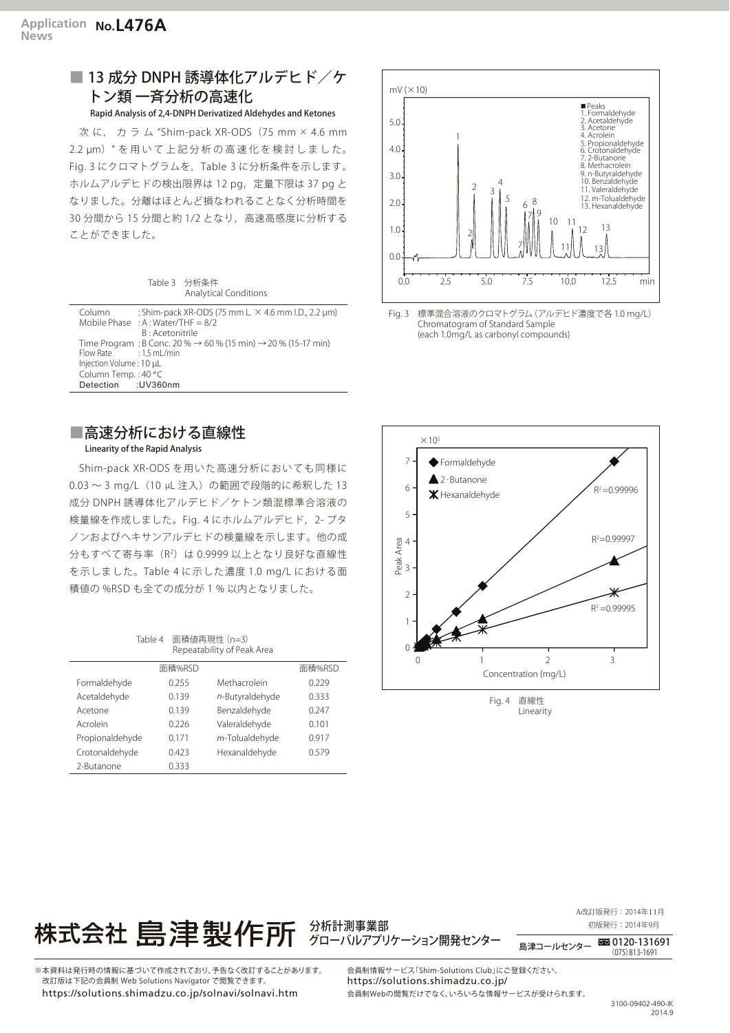## ■ 13 成分 DNPH 誘導体化アルデヒド／ケトン類 一斉分析の高速化

**Rapid Analysis of 2,4-DNPH Derivatized Aldehydes and Ketones**

次に，カラム "Shim-pack XR-ODS（75 mm × 4.6 mm 2.2 µm）" を用いて上記分析の高速化を検討しました。Fig. 3 にクロマトグラムを，Table 3 に分析条件を示します。ホルムアルデヒドの検出限界は 12 pg，定量下限は 37 pg となりました。分離はほとんど損なわれることなく分析時間を 30 分間から 15 分間と約 1/2 となり，高速高感度に分析することができました。

Table 3 分析条件
Analytical Conditions

| | |
|---|---|
| Column | : Shim-pack XR-ODS (75 mm L. × 4.6 mm I.D., 2.2 µm) |
| Mobile Phase | : A : Water/THF = 8/2<br>B : Acetonitrile |
| Time Program | : B Conc. 20 % → 60 % (15 min) → 20 % (15-17 min) |
| Flow Rate | : 1.5 mL/min |
| Injection Volume | : 10 µL |
| Column Temp. | : 40 °C |
| Detection | :UV360nm |

mV (×10)
5.0
4.0
3.0
2.0
1.0
0.0
0.0 2.5 5.0 7.5 10.0 12.5 min

■Peaks
1. Formaldehyde
2. Acetaldehyde
3. Acetone
4. Acrolein
5. Propionaldehyde
6. Crotonaldehyde
7. 2-Butanone
8. Methacrolein
9. n-Butyraldehyde
10. Benzaldehyde
11. Valeraldehyde
12. m-Tolualdehyde
13. Hexanaldehyde

Fig. 3 標準混合溶液のクロマトグラム（アルデヒド濃度で各 1.0 mg/L）
Chromatogram of Standard Sample
(each 1.0mg/L as carbonyl compounds)

## ■高速分析における直線性

**Linearity of the Rapid Analysis**

Shim-pack XR-ODS を用いた高速分析においても同様に 0.03 〜 3 mg/L（10 µL 注入）の範囲で段階的に希釈した 13 成分 DNPH 誘導体化アルデヒド／ケトン類混標準合溶液の検量線を作成しました。Fig. 4 にホルムアルデヒド，2- ブタノンおよびヘキサンアルデヒドの検量線を示します。他の成分もすべて寄与率（$R^2$）は 0.9999 以上となり良好な直線性を示しました。Table 4 に示した濃度 1.0 mg/L における面積値の %RSD も全ての成分が 1 % 以内となりました。

Table 4 面積値再現性（n=3）
Repeatability of Peak Area

| | 面積%RSD | | 面積%RSD |
|---|---|---|---|
| Formaldehyde | 0.255 | Methacrolein | 0.229 |
| Acetaldehyde | 0.139 | *n*-Butyraldehyde | 0.333 |
| Acetone | 0.139 | Benzaldehyde | 0.247 |
| Acrolein | 0.226 | Valeraldehyde | 0.101 |
| Propionaldehyde | 0.171 | *m*-Tolualdehyde | 0.917 |
| Crotonaldehyde | 0.423 | Hexanaldehyde | 0.579 |
| 2-Butanone | 0.333 | | |

×10⁵
Peak Area
Concentration (mg/L)
◆ Formaldehyde
▲ 2-Butanone
✕ Hexanaldehyde
$R^2$=0.99996
$R^2$=0.99997
$R^2$=0.99995

Fig. 4 直線性
Linearity

株式会社 島津製作所 分析計測事業部 グローバルアプリケーション開発センター

A改訂版発行：2014年11月
初版発行：2014年9月

島津コールセンター 0120-131691 (075) 813-1691

※本資料は発行時の情報に基づいて作成されており，予告なく改訂することがあります。
改訂版は下記の会員制 Web Solutions Navigator で閲覧できます。
https://solutions.shimadzu.co.jp/solnavi/solnavi.htm

会員制情報サービス「Shim-Solutions Club」にご登録ください。
https://solutions.shimadzu.co.jp/
会員制Webの閲覧だけでなく，いろいろな情報サービスが受けられます。

3100-09402-490-IK
2014.9